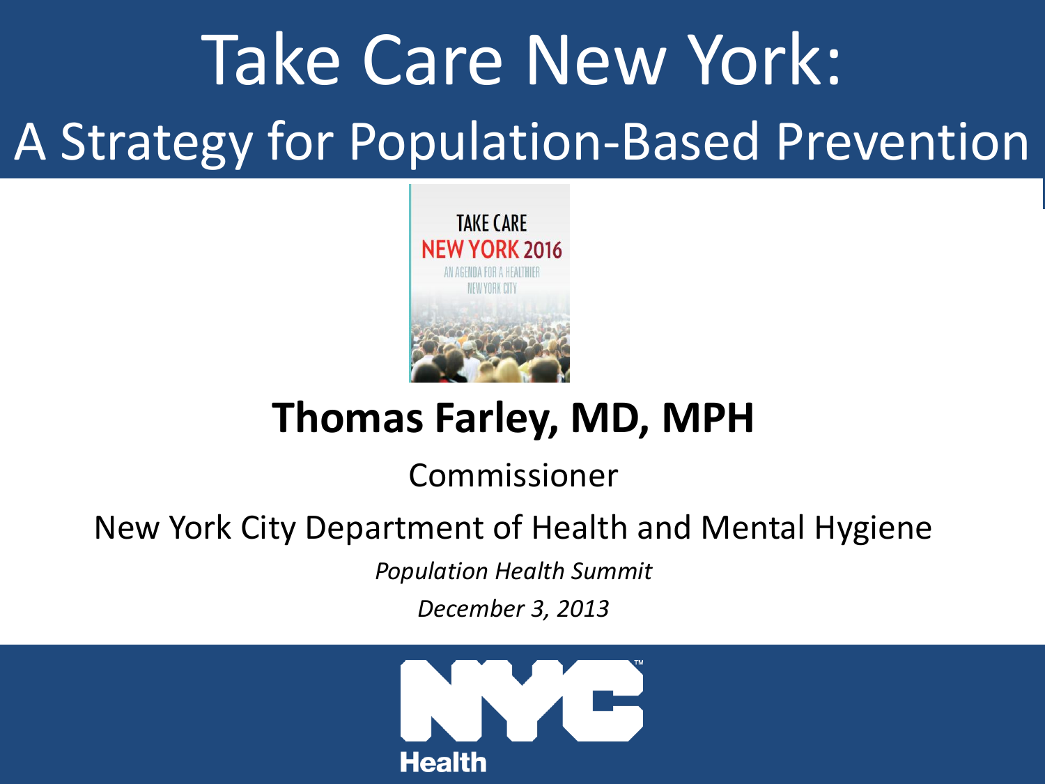# Take Care New York:

## A Strategy for Population-Based Prevention

**Thomas Farley, MD, MPH**

Commissioner

New York City Department of Health and Mental Hygiene

*Population Health Summit*

*December 3, 2013*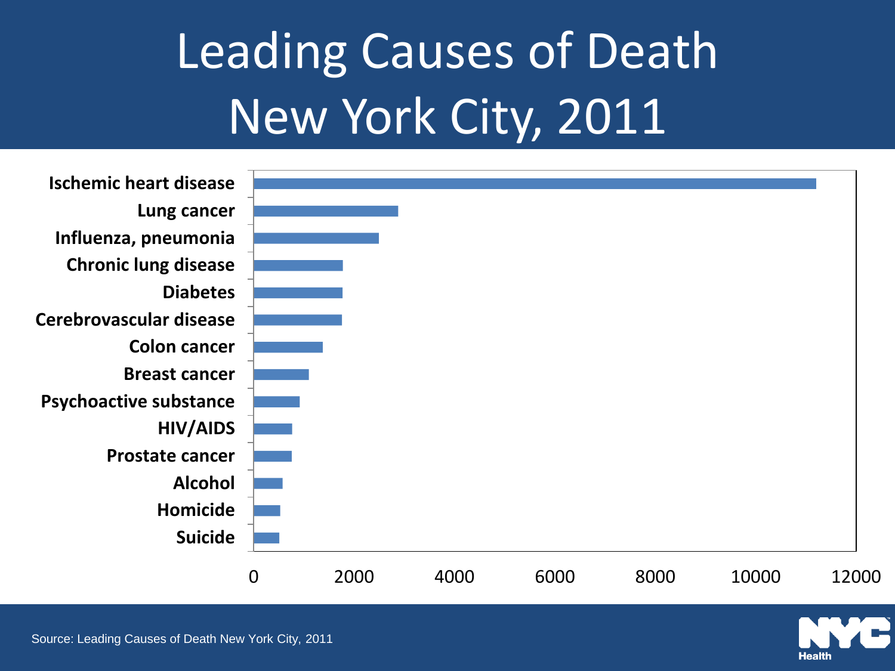# Leading Causes of Death New York City, 2011

| Cause |
|---|
| Ischemic heart disease |
| Lung cancer |
| Influenza, pneumonia |
| Chronic lung disease |
| Diabetes |
| Cerebrovascular disease |
| Colon cancer |
| Breast cancer |
| Psychoactive substance |
| HIV/AIDS |
| Prostate cancer |
| Alcohol |
| Homicide |
| Suicide |

0 2000 4000 6000 8000 10000 12000

Source: Leading Causes of Death New York City, 2011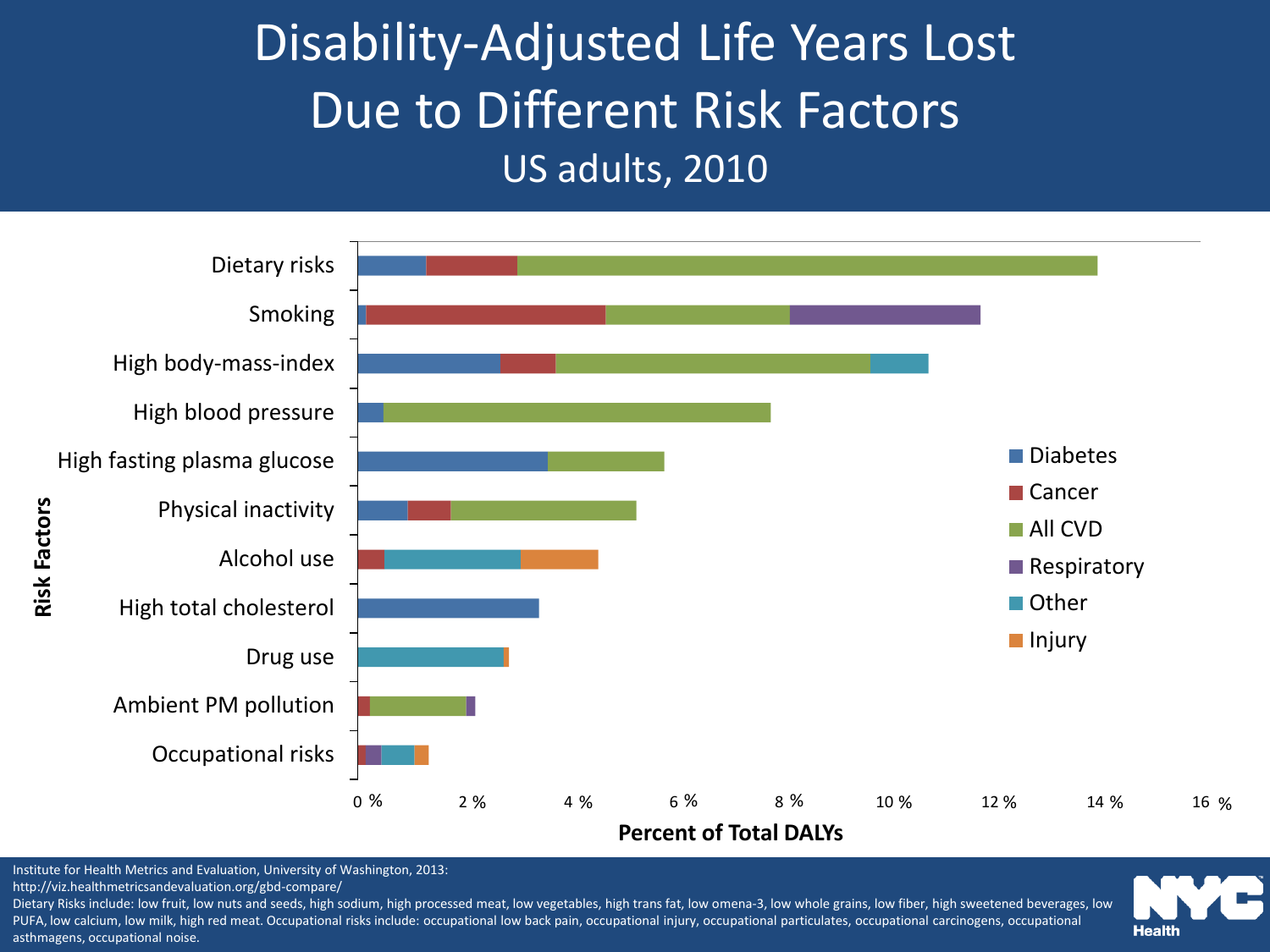# Disability-Adjusted Life Years Lost Due to Different Risk Factors

## US adults, 2010

Risk Factors

- Dietary risks
- Smoking
- High body-mass-index
- High blood pressure
- High fasting plasma glucose
- Physical inactivity
- Alcohol use
- High total cholesterol
- Drug use
- Ambient PM pollution
- Occupational risks

Legend: Diabetes, Cancer, All CVD, Respiratory, Other, Injury

0 % 2 % 4 % 6 % 8 % 10 % 12 % 14 % 16 %

**Percent of Total DALYs**

Institute for Health Metrics and Evaluation, University of Washington, 2013: http://viz.healthmetricsandevaluation.org/gbd-compare/

Dietary Risks include: low fruit, low nuts and seeds, high sodium, high processed meat, low vegetables, high trans fat, low omena-3, low whole grains, low fiber, high sweetened beverages, low PUFA, low calcium, low milk, high red meat. Occupational risks include: occupational low back pain, occupational injury, occupational particulates, occupational carcinogens, occupational asthmagens, occupational noise.

NYC Health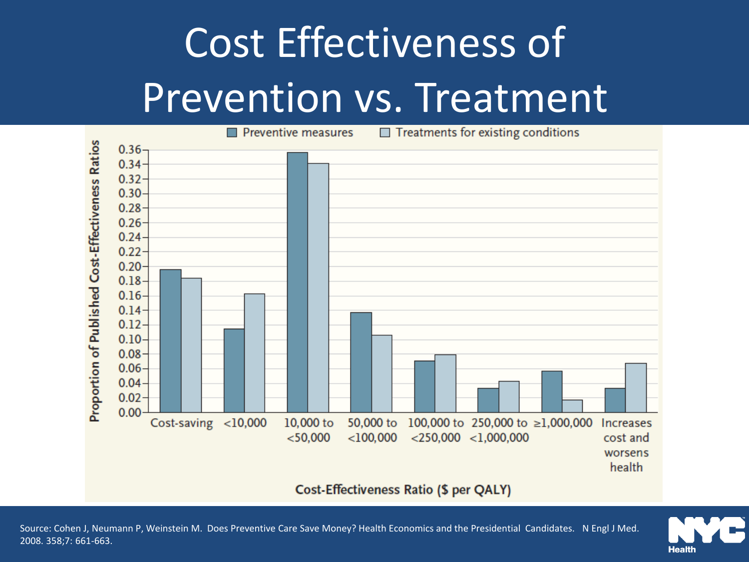# Cost Effectiveness of Prevention vs. Treatment

Source: Cohen J, Neumann P, Weinstein M. Does Preventive Care Save Money? Health Economics and the Presidential Candidates. N Engl J Med. 2008. 358;7: 661-663.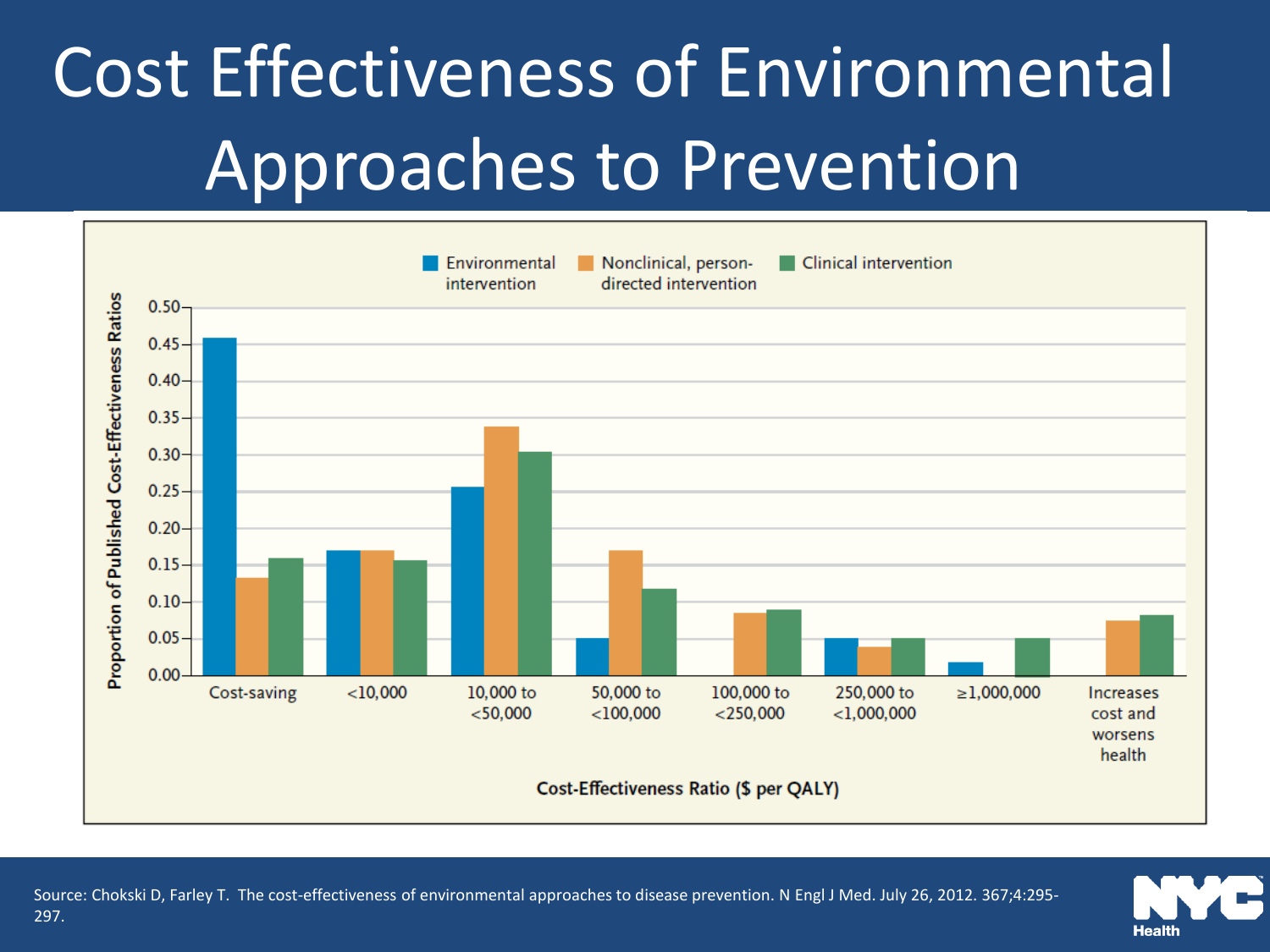# Cost Effectiveness of Environmental Approaches to Prevention

Source: Chokski D, Farley T. The cost-effectiveness of environmental approaches to disease prevention. N Engl J Med. July 26, 2012. 367;4:295-297.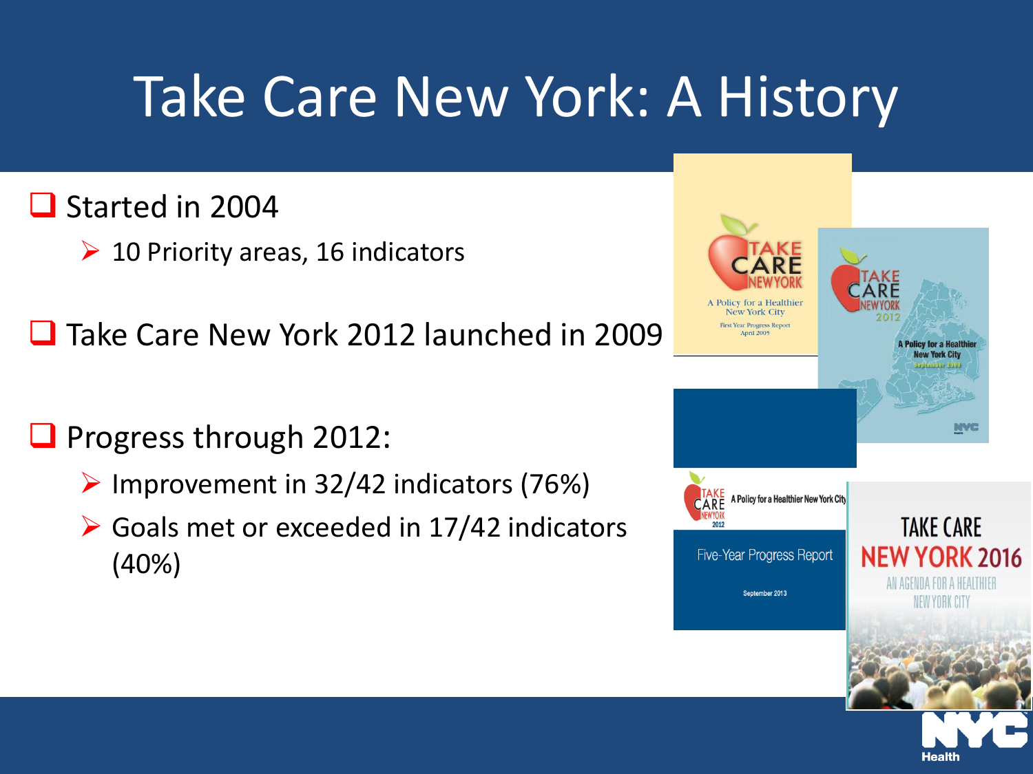# Take Care New York: A History

- Started in 2004
  - 10 Priority areas, 16 indicators
- Take Care New York 2012 launched in 2009
- Progress through 2012:
  - Improvement in 32/42 indicators (76%)
  - Goals met or exceeded in 17/42 indicators (40%)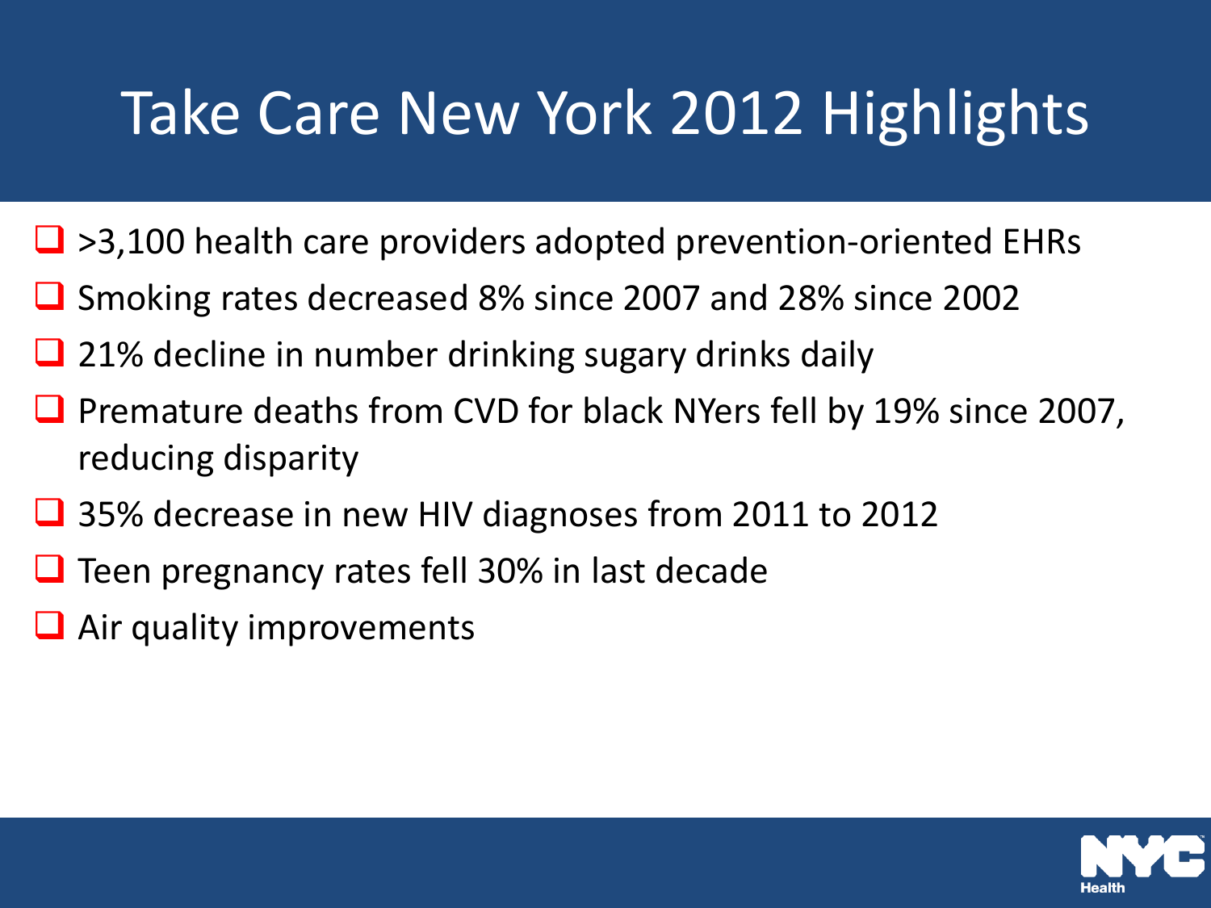# Take Care New York 2012 Highlights

- >3,100 health care providers adopted prevention-oriented EHRs
- Smoking rates decreased 8% since 2007 and 28% since 2002
- 21% decline in number drinking sugary drinks daily
- Premature deaths from CVD for black NYers fell by 19% since 2007, reducing disparity
- 35% decrease in new HIV diagnoses from 2011 to 2012
- Teen pregnancy rates fell 30% in last decade
- Air quality improvements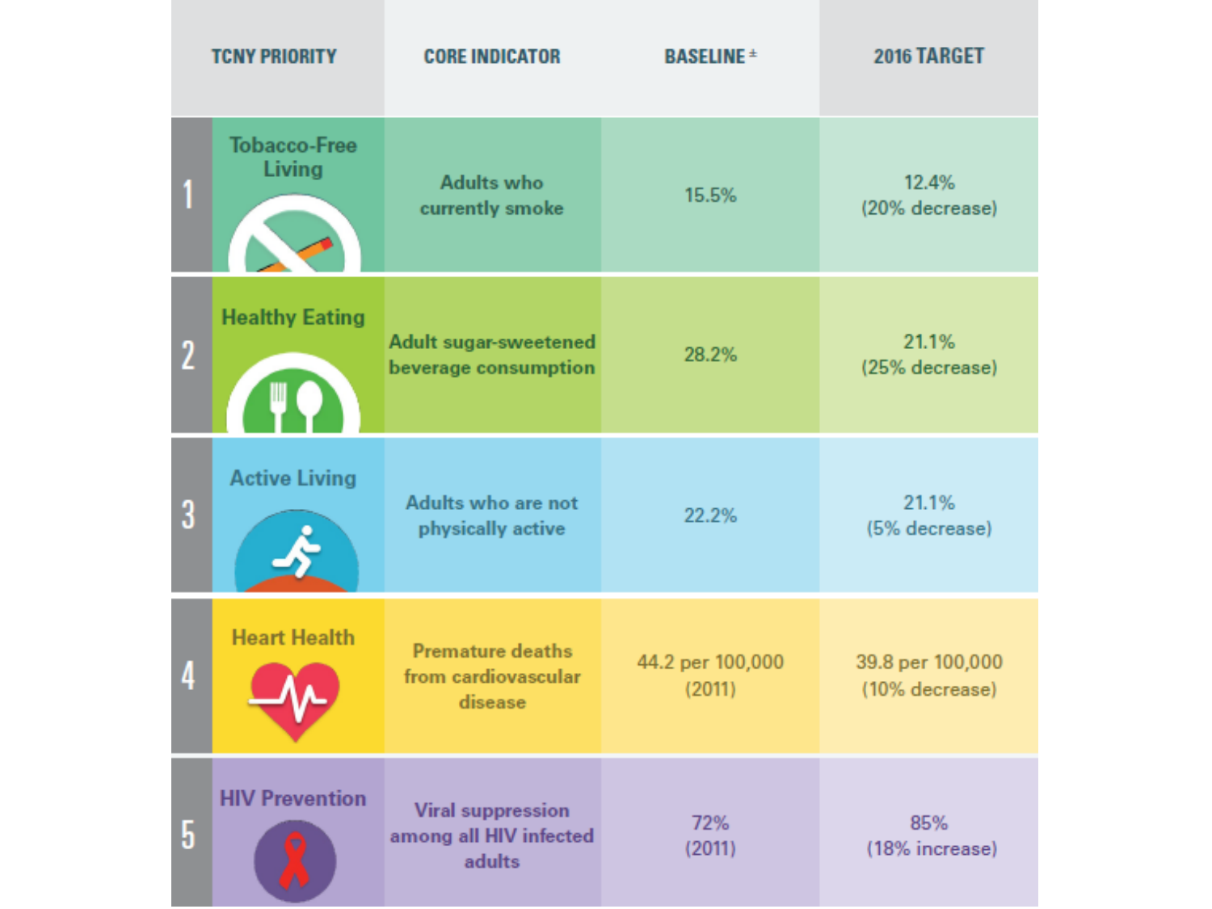| | TCNY PRIORITY | CORE INDICATOR | BASELINE ± | 2016 TARGET |
|---|---|---|---|---|
| 1 | Tobacco-Free Living | Adults who currently smoke | 15.5% | 12.4% (20% decrease) |
| 2 | Healthy Eating | Adult sugar-sweetened beverage consumption | 28.2% | 21.1% (25% decrease) |
| 3 | Active Living | Adults who are not physically active | 22.2% | 21.1% (5% decrease) |
| 4 | Heart Health | Premature deaths from cardiovascular disease | 44.2 per 100,000 (2011) | 39.8 per 100,000 (10% decrease) |
| 5 | HIV Prevention | Viral suppression among all HIV infected adults | 72% (2011) | 85% (18% increase) |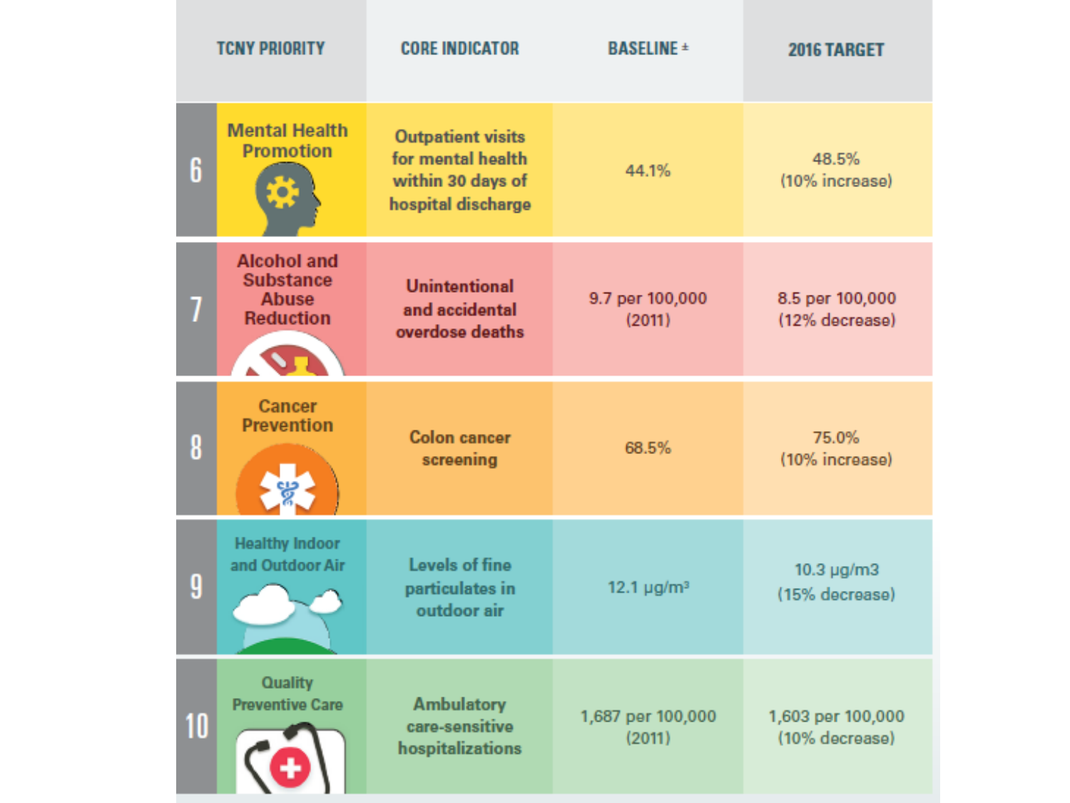| | TCNY PRIORITY | CORE INDICATOR | BASELINE ± | 2016 TARGET |
|---|---|---|---|---|
| 6 | Mental Health Promotion | Outpatient visits for mental health within 30 days of hospital discharge | 44.1% | 48.5% (10% increase) |
| 7 | Alcohol and Substance Abuse Reduction | Unintentional and accidental overdose deaths | 9.7 per 100,000 (2011) | 8.5 per 100,000 (12% decrease) |
| 8 | Cancer Prevention | Colon cancer screening | 68.5% | 75.0% (10% increase) |
| 9 | Healthy Indoor and Outdoor Air | Levels of fine particulates in outdoor air | 12.1 μg/m³ | 10.3 μg/m3 (15% decrease) |
| 10 | Quality Preventive Care | Ambulatory care-sensitive hospitalizations | 1,687 per 100,000 (2011) | 1,603 per 100,000 (10% decrease) |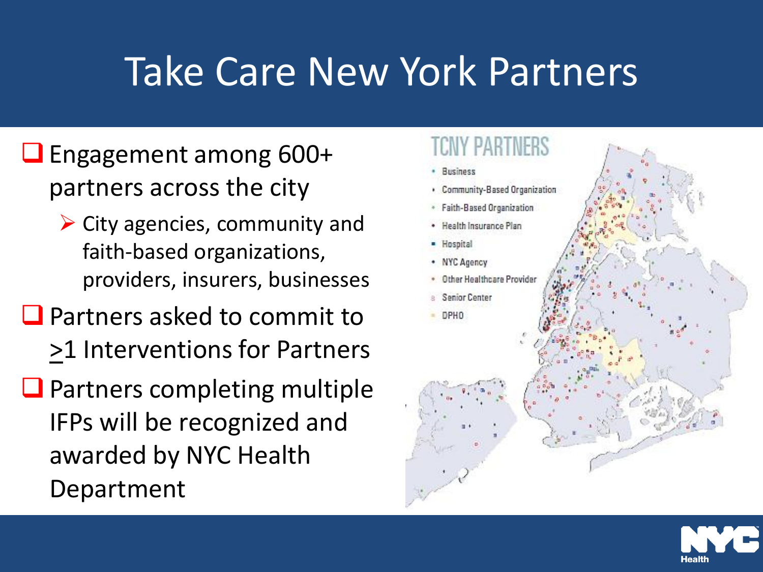# Take Care New York Partners

- Engagement among 600+ partners across the city
  - City agencies, community and faith-based organizations, providers, insurers, businesses
- Partners asked to commit to ≥1 Interventions for Partners
- Partners completing multiple IFPs will be recognized and awarded by NYC Health Department

TCNY PARTNERS

- Business
- Community-Based Organization
- Faith-Based Organization
- Health Insurance Plan
- Hospital
- NYC Agency
- Other Healthcare Provider
- Senior Center
- DPHO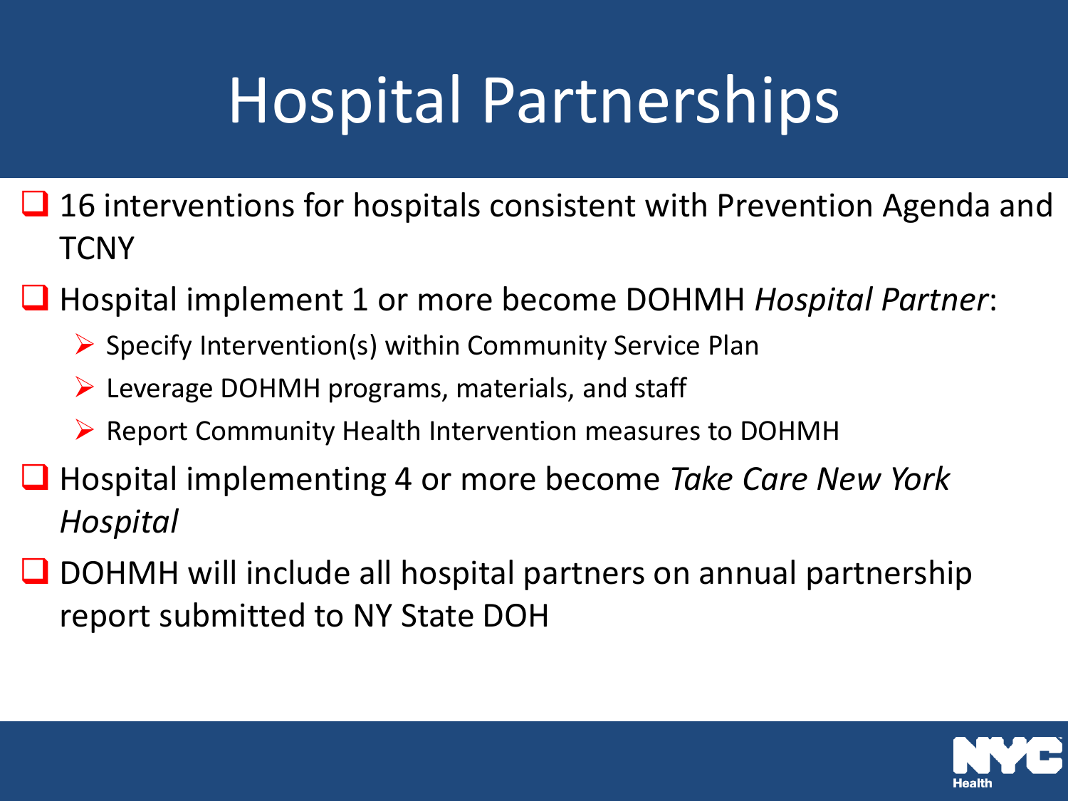# Hospital Partnerships

- 16 interventions for hospitals consistent with Prevention Agenda and TCNY
- Hospital implement 1 or more become DOHMH *Hospital Partner*:
  - Specify Intervention(s) within Community Service Plan
  - Leverage DOHMH programs, materials, and staff
  - Report Community Health Intervention measures to DOHMH
- Hospital implementing 4 or more become *Take Care New York Hospital*
- DOHMH will include all hospital partners on annual partnership report submitted to NY State DOH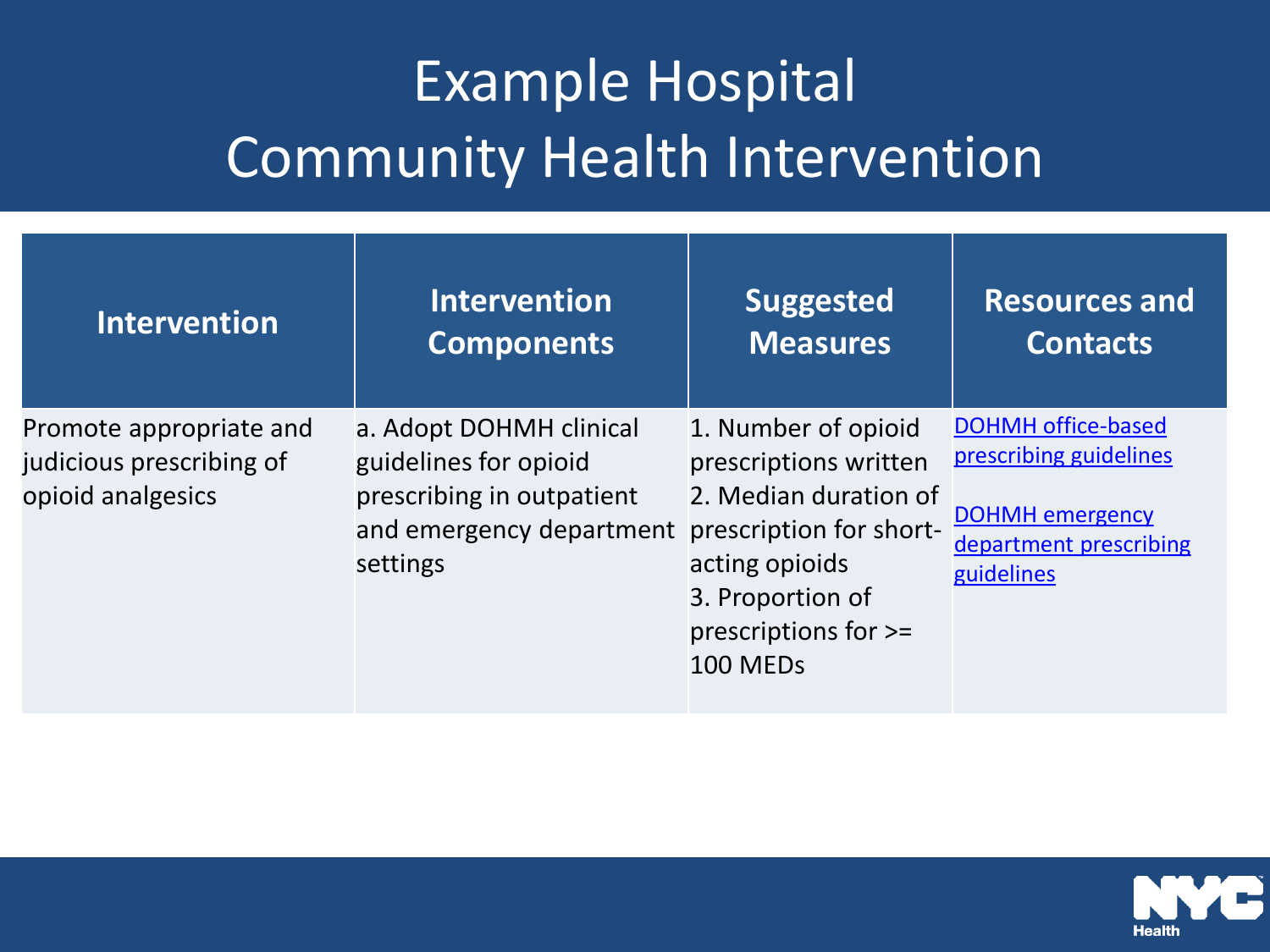# Example Hospital Community Health Intervention

| Intervention | Intervention Components | Suggested Measures | Resources and Contacts |
| --- | --- | --- | --- |
| Promote appropriate and judicious prescribing of opioid analgesics | a. Adopt DOHMH clinical guidelines for opioid prescribing in outpatient and emergency department settings | 1. Number of opioid prescriptions written<br>2. Median duration of prescription for short-acting opioids<br>3. Proportion of prescriptions for >= 100 MEDs | DOHMH office-based prescribing guidelines<br><br>DOHMH emergency department prescribing guidelines |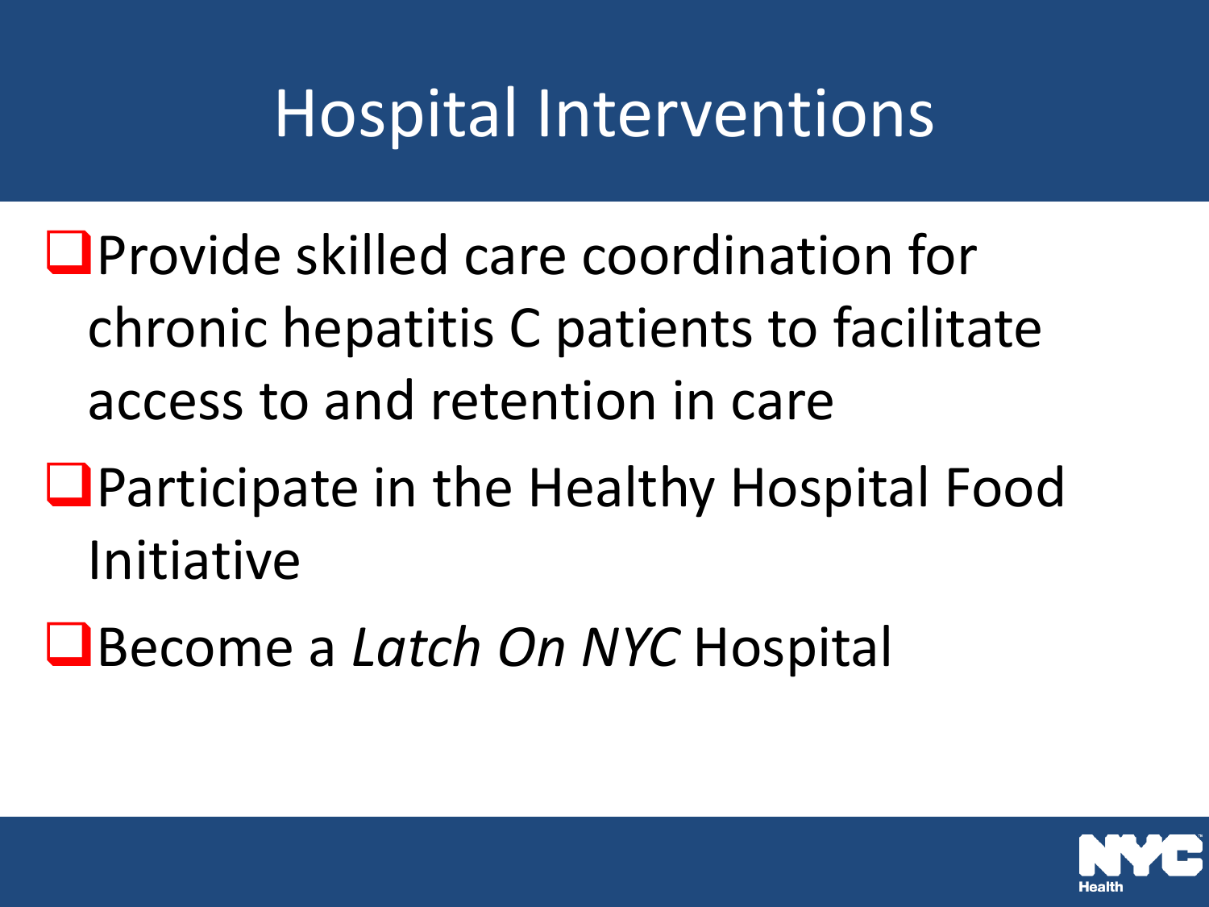# Hospital Interventions

- Provide skilled care coordination for chronic hepatitis C patients to facilitate access to and retention in care
- Participate in the Healthy Hospital Food Initiative
- Become a *Latch On NYC* Hospital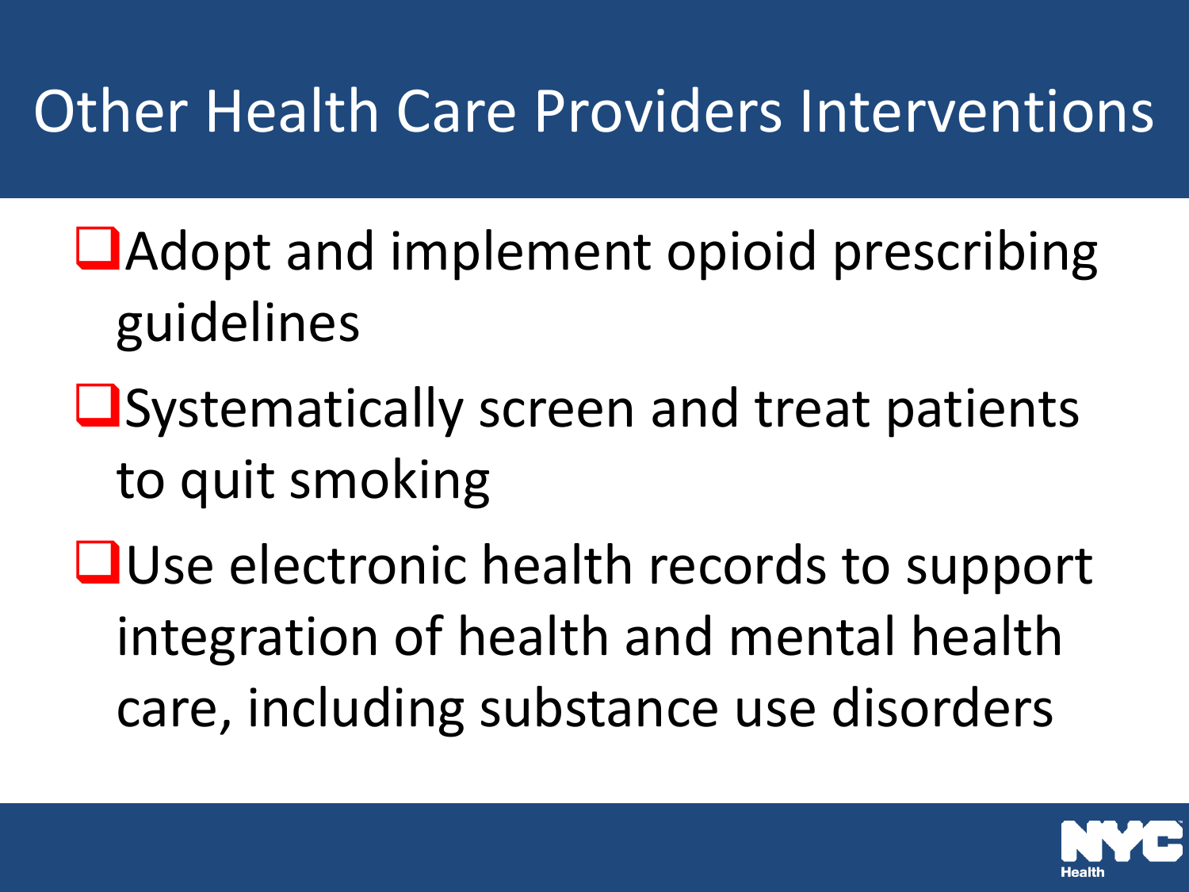# Other Health Care Providers Interventions

- Adopt and implement opioid prescribing guidelines
- Systematically screen and treat patients to quit smoking
- Use electronic health records to support integration of health and mental health care, including substance use disorders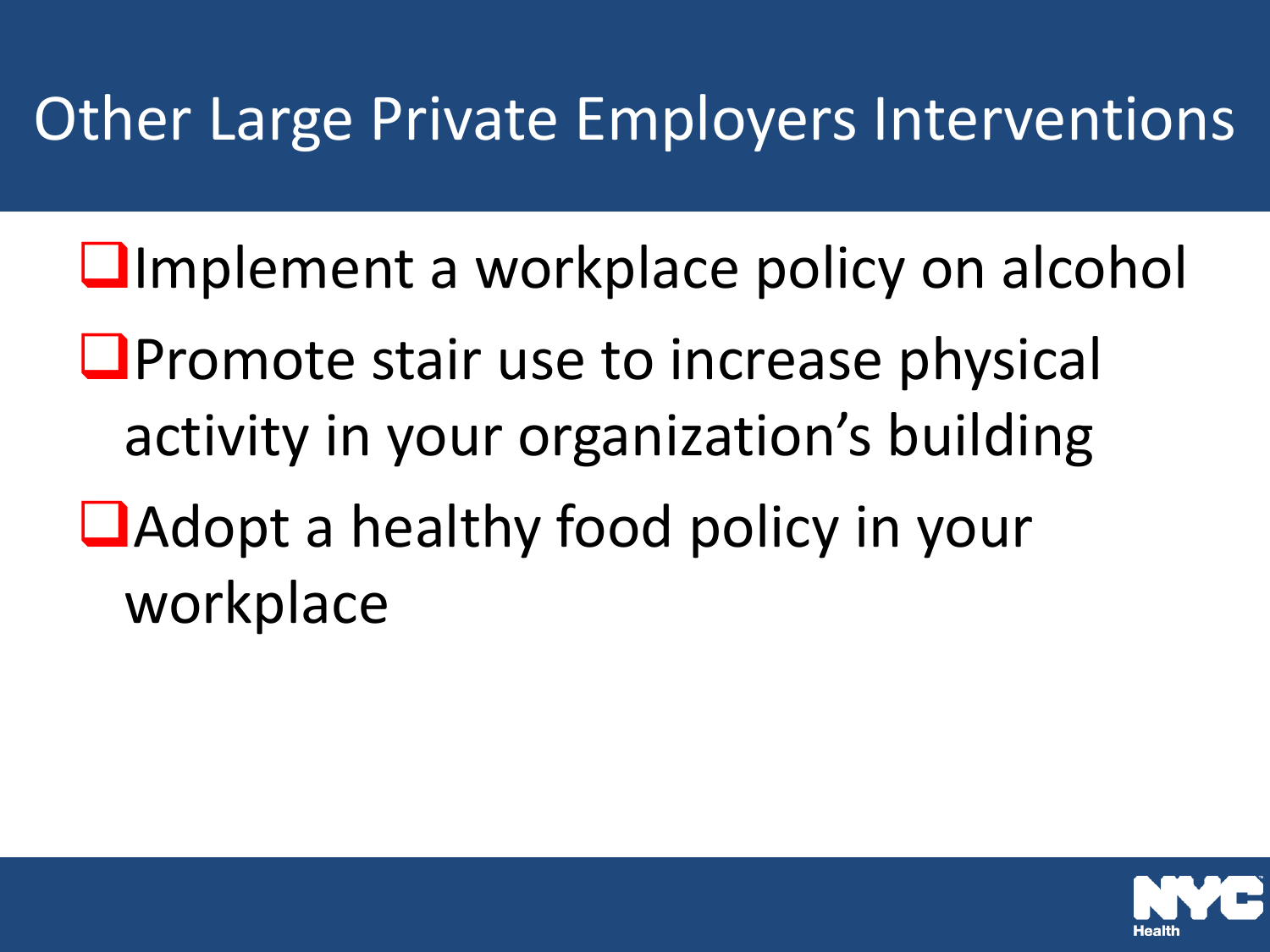# Other Large Private Employers Interventions

- Implement a workplace policy on alcohol
- Promote stair use to increase physical activity in your organization's building
- Adopt a healthy food policy in your workplace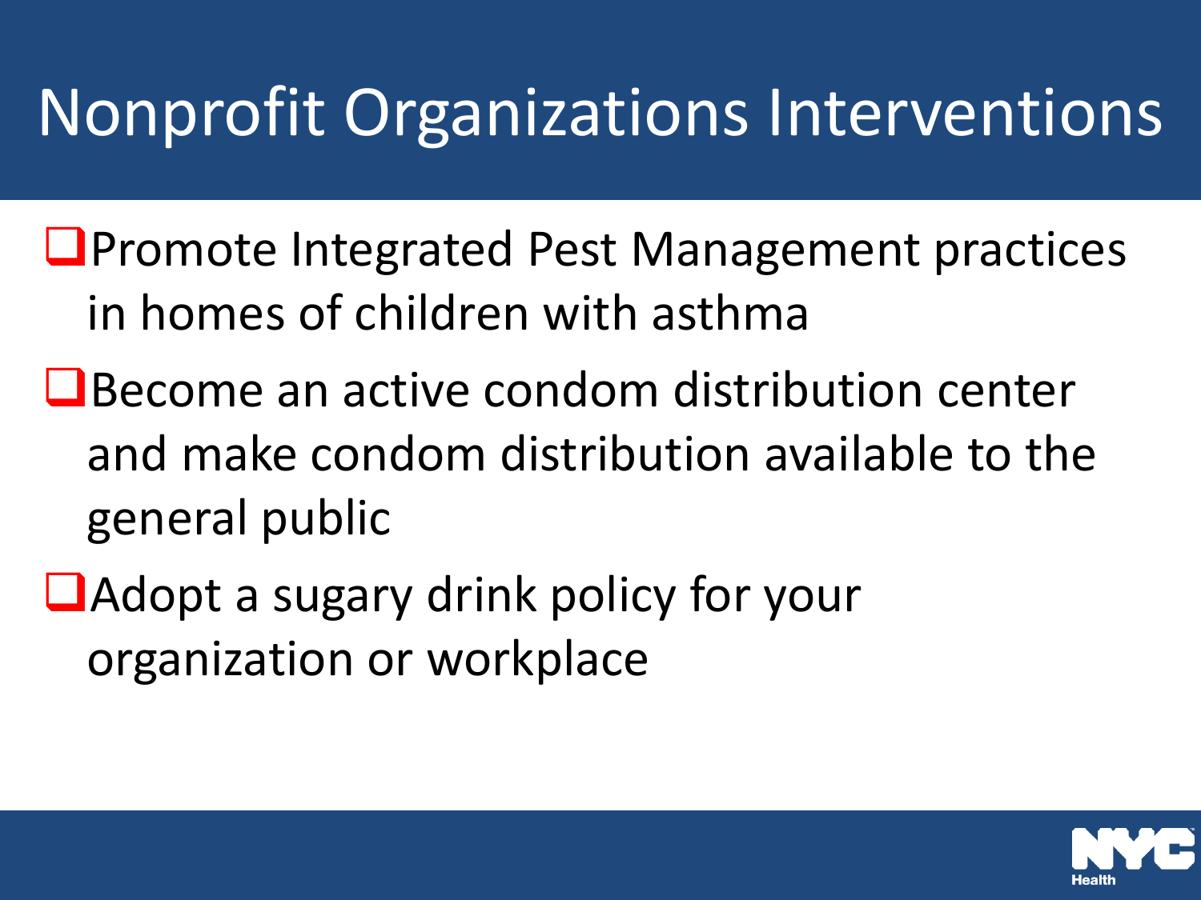# Nonprofit Organizations Interventions

- Promote Integrated Pest Management practices in homes of children with asthma
- Become an active condom distribution center and make condom distribution available to the general public
- Adopt a sugary drink policy for your organization or workplace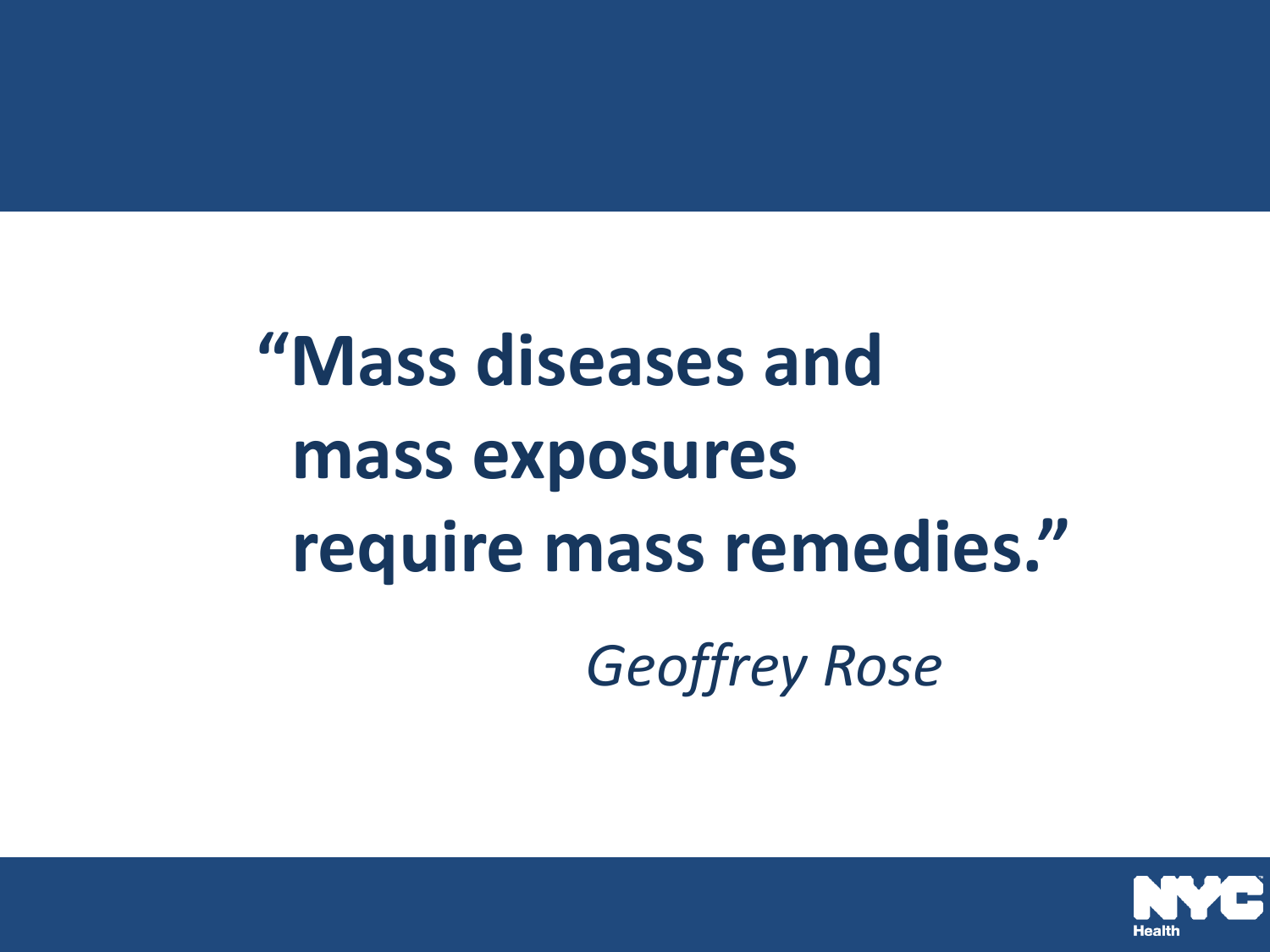**“Mass diseases and mass exposures require mass remedies.”**

*Geoffrey Rose*